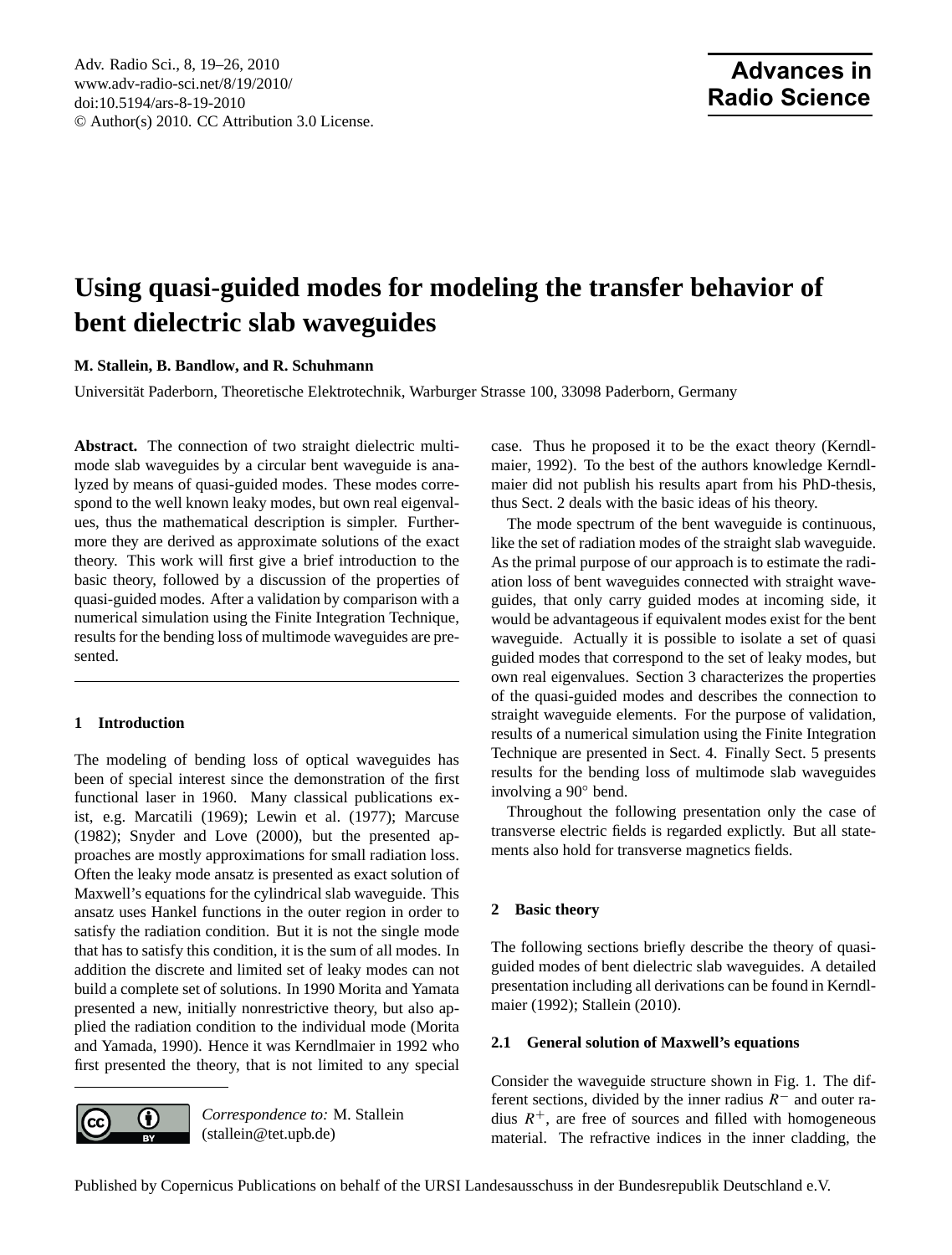# Using quasi-guided modes for modeling the transfer behavior of bent dielectric slab waveguides

**M. Stallein, B. Bandlow, and R. Schuhmann**

Universität Paderborn, Theoretische Elektrotechnik, Warburger Strasse 100, 33098 Paderborn, Germany

**Abstract.** The connection of two straight dielectric multimode slab waveguides by a circular bent waveguide is analyzed by means of quasi-guided modes. These modes correspond to the well known leaky modes, but own real eigenvalues, thus the mathematical description is simpler. Furthermore they are derived as approximate solutions of the exact theory. This work will first give a brief introduction to the basic theory, followed by a discussion of the properties of quasi-guided modes. After a validation by comparison with a numerical simulation using the Finite Integration Technique, results for the bending loss of multimode waveguides are presented.

## 1 Introduction

The modeling of bending loss of optical waveguides has been of special interest since the demonstration of the first functional laser in 1960. Many classical publications exist, e.g. Marcatili (1969); Lewin et al. (1977); Marcuse (1982); Snyder and Love (2000), but the presented approaches are mostly approximations for small radiation loss. Often the leaky mode ansatz is presented as exact solution of Maxwell's equations for the cylindrical slab waveguide. This ansatz uses Hankel functions in the outer region in order to satisfy the radiation condition. But it is not the single mode that has to satisfy this condition, it is the sum of all modes. In addition the discrete and limited set of leaky modes can not build a complete set of solutions. In 1990 Morita and Yamata presented a new, initially nonrestrictive theory, but also applied the radiation condition to the individual mode (Morita and Yamada, 1990). Hence it was Kerndlmaier in 1992 who first presented the theory, that is not limited to any special case. Thus he proposed it to be the exact theory (Kerndlmaier, 1992). To the best of the authors knowledge Kerndlmaier did not publish his results apart from his PhD-thesis, thus Sect. 2 deals with the basic ideas of his theory.

The mode spectrum of the bent waveguide is continuous, like the set of radiation modes of the straight slab waveguide. As the primal purpose of our approach is to estimate the radiation loss of bent waveguides connected with straight waveguides, that only carry guided modes at incoming side, it would be advantageous if equivalent modes exist for the bent waveguide. Actually it is possible to isolate a set of quasi guided modes that correspond to the set of leaky modes, but own real eigenvalues. Section 3 characterizes the properties of the quasi-guided modes and describes the connection to straight waveguide elements. For the purpose of validation, results of a numerical simulation using the Finite Integration Technique are presented in Sect. 4. Finally Sect. 5 presents results for the bending loss of multimode slab waveguides involving a 90° bend.

Throughout the following presentation only the case of transverse electric fields is regarded explictly. But all statements also hold for transverse magnetics fields.

## 2 Basic theory

The following sections briefly describe the theory of quasi-guided modes of bent dielectric slab waveguides. A detailed presentation including all derivations can be found in Kerndlmaier (1992); Stallein (2010).

### 2.1 General solution of Maxwell's equations

Consider the waveguide structure shown in Fig. 1. The different sections, divided by the inner radius $R^-$ and outer radius $R^+$, are free of sources and filled with homogeneous material. The refractive indices in the inner cladding, the

*Correspondence to:* M. Stallein (stallein@tet.upb.de)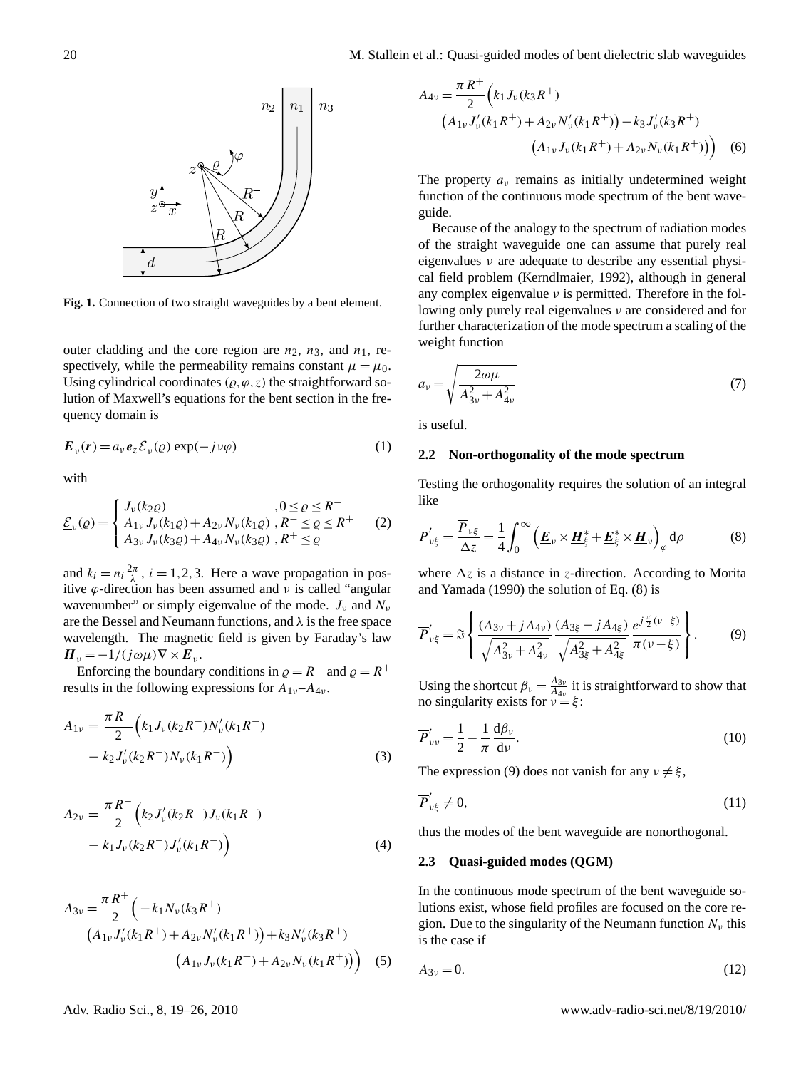**Fig. 1.** Connection of two straight waveguides by a bent element.

outer cladding and the core region are $n_2$, $n_3$, and $n_1$, respectively, while the permeability remains constant $\mu = \mu_0$. Using cylindrical coordinates $(\varrho, \varphi, z)$ the straightforward solution of Maxwell's equations for the bent section in the frequency domain is

$$\underline{\boldsymbol{E}}_\nu(\boldsymbol{r}) = a_\nu \boldsymbol{e}_z \underline{\mathcal{E}}_\nu(\varrho) \exp(-j\nu\varphi) \tag{1}$$

with

$$\underline{\mathcal{E}}_\nu(\varrho) = \begin{cases} J_\nu(k_2\varrho) & , 0 \le \varrho \le R^- \\ A_{1\nu} J_\nu(k_1\varrho) + A_{2\nu} N_\nu(k_1\varrho) & , R^- \le \varrho \le R^+ \\ A_{3\nu} J_\nu(k_3\varrho) + A_{4\nu} N_\nu(k_3\varrho) & , R^+ \le \varrho \end{cases} \tag{2}$$

and $k_i = n_i \frac{2\pi}{\lambda}$, $i = 1,2,3$. Here a wave propagation in positive $\varphi$-direction has been assumed and $\nu$ is called "angular wavenumber" or simply eigenvalue of the mode. $J_\nu$ and $N_\nu$ are the Bessel and Neumann functions, and $\lambda$ is the free space wavelength. The magnetic field is given by Faraday's law $\underline{\boldsymbol{H}}_\nu = -1/(j\omega\mu)\nabla \times \underline{\boldsymbol{E}}_\nu$.

Enforcing the boundary conditions in $\varrho = R^-$ and $\varrho = R^+$ results in the following expressions for $A_{1\nu}$–$A_{4\nu}$.

$$A_{1\nu} = \frac{\pi R^-}{2}\Big(k_1 J_\nu(k_2 R^-) N'_\nu(k_1 R^-) - k_2 J'_\nu(k_2 R^-) N_\nu(k_1 R^-)\Big) \tag{3}$$

$$A_{2\nu} = \frac{\pi R^-}{2}\Big(k_2 J'_\nu(k_2 R^-) J_\nu(k_1 R^-) - k_1 J_\nu(k_2 R^-) J'_\nu(k_1 R^-)\Big) \tag{4}$$

$$A_{3\nu} = \frac{\pi R^+}{2}\Big(-k_1 N_\nu(k_3 R^+) \big(A_{1\nu} J'_\nu(k_1 R^+) + A_{2\nu} N'_\nu(k_1 R^+)\big) + k_3 N'_\nu(k_3 R^+) \big(A_{1\nu} J_\nu(k_1 R^+) + A_{2\nu} N_\nu(k_1 R^+)\big)\Big) \tag{5}$$

$$A_{4\nu} = \frac{\pi R^+}{2}\Big(k_1 J_\nu(k_3 R^+) \big(A_{1\nu} J'_\nu(k_1 R^+) + A_{2\nu} N'_\nu(k_1 R^+)\big) - k_3 J'_\nu(k_3 R^+) \big(A_{1\nu} J_\nu(k_1 R^+) + A_{2\nu} N_\nu(k_1 R^+)\big)\Big) \tag{6}$$

The property $a_\nu$ remains as initially undetermined weight function of the continuous mode spectrum of the bent waveguide.

Because of the analogy to the spectrum of radiation modes of the straight waveguide one can assume that purely real eigenvalues $\nu$ are adequate to describe any essential physical field problem (Kerndlmaier, 1992), although in general any complex eigenvalue $\nu$ is permitted. Therefore in the following only purely real eigenvalues $\nu$ are considered and for further characterization of the mode spectrum a scaling of the weight function

$$a_\nu = \sqrt{\frac{2\omega\mu}{A_{3\nu}^2 + A_{4\nu}^2}} \tag{7}$$

is useful.

### 2.2 Non-orthogonality of the mode spectrum

Testing the orthogonality requires the solution of an integral like

$$\overline{P}'_{\nu\xi} = \frac{\overline{P}_{\nu\xi}}{\Delta z} = \frac{1}{4}\int_0^\infty \Big(\underline{\boldsymbol{E}}_\nu \times \underline{\boldsymbol{H}}_\xi^* + \underline{\boldsymbol{E}}_\xi^* \times \underline{\boldsymbol{H}}_\nu\Big)_\varphi \mathrm{d}\rho \tag{8}$$

where $\Delta z$ is a distance in $z$-direction. According to Morita and Yamada (1990) the solution of Eq. (8) is

$$\overline{P}'_{\nu\xi} = \Im\left\{\frac{(A_{3\nu} + jA_{4\nu})}{\sqrt{A_{3\nu}^2 + A_{4\nu}^2}} \frac{(A_{3\xi} - jA_{4\xi})}{\sqrt{A_{3\xi}^2 + A_{4\xi}^2}} \frac{e^{j\frac{\pi}{2}(\nu-\xi)}}{\pi(\nu-\xi)}\right\}. \tag{9}$$

Using the shortcut $\beta_\nu = \frac{A_{3\nu}}{A_{4\nu}}$ it is straightforward to show that no singularity exists for $\nu = \xi$:

$$\overline{P}'_{\nu\nu} = \frac{1}{2} - \frac{1}{\pi}\frac{\mathrm{d}\beta_\nu}{\mathrm{d}\nu}. \tag{10}$$

The expression (9) does not vanish for any $\nu \ne \xi$,

$$\overline{P}'_{\nu\xi} \ne 0, \tag{11}$$

thus the modes of the bent waveguide are nonorthogonal.

### 2.3 Quasi-guided modes (QGM)

In the continuous mode spectrum of the bent waveguide solutions exist, whose field profiles are focused on the core region. Due to the singularity of the Neumann function $N_\nu$ this is the case if

$$A_{3\nu} = 0. \tag{12}$$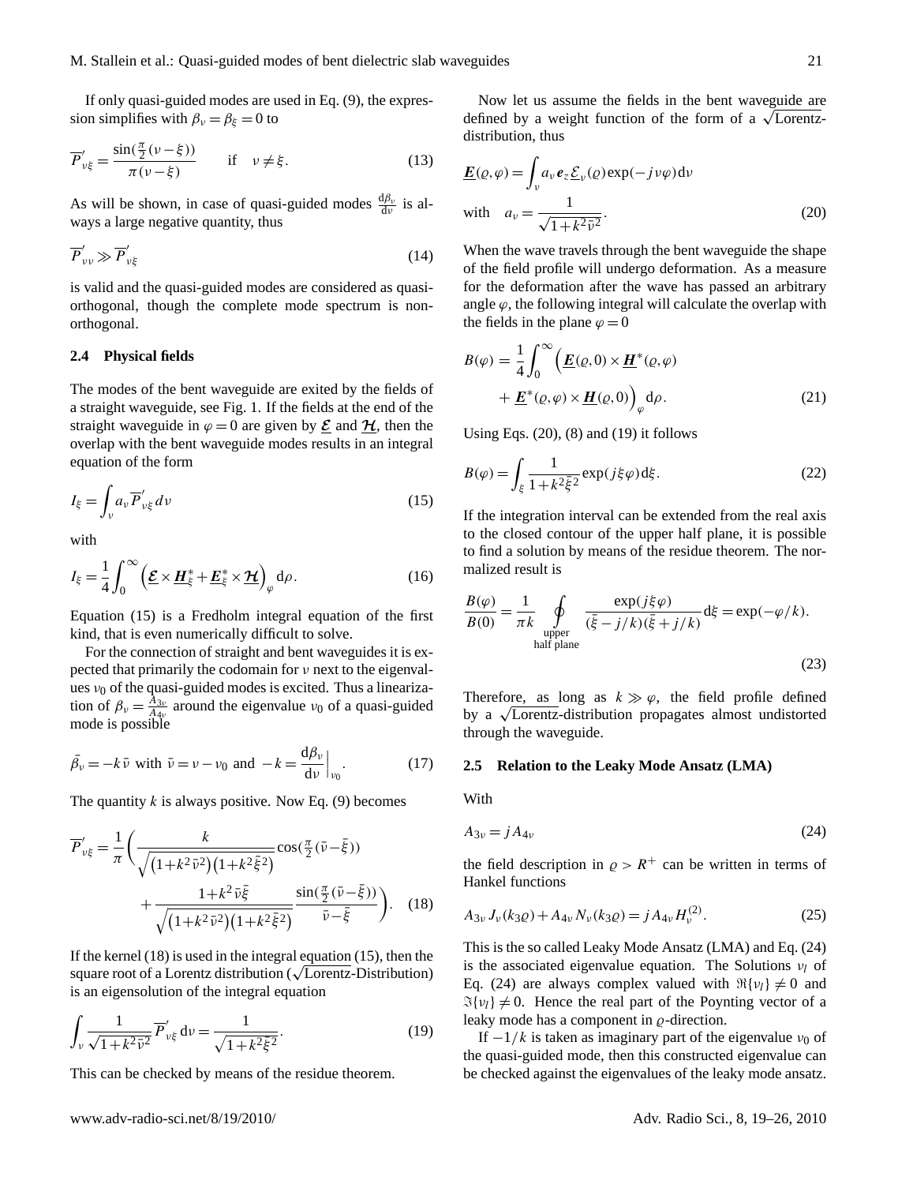If only quasi-guided modes are used in Eq. (9), the expression simplifies with $\beta_\nu = \beta_\xi = 0$ to

$$\overline{P}'_{\nu\xi} = \frac{\sin(\frac{\pi}{2}(\nu-\xi))}{\pi(\nu-\xi)} \qquad \text{if} \quad \nu \neq \xi. \tag{13}$$

As will be shown, in case of quasi-guided modes $\frac{\mathrm{d}\beta_\nu}{\mathrm{d}\nu}$ is always a large negative quantity, thus

$$\overline{P}'_{\nu\nu} \gg \overline{P}'_{\nu\xi} \tag{14}$$

is valid and the quasi-guided modes are considered as quasi-orthogonal, though the complete mode spectrum is non-orthogonal.

### 2.4 Physical fields

The modes of the bent waveguide are exited by the fields of a straight waveguide, see Fig. 1. If the fields at the end of the straight waveguide in $\varphi = 0$ are given by $\underline{\boldsymbol{\mathcal{E}}}$ and $\underline{\boldsymbol{\mathcal{H}}}$, then the overlap with the bent waveguide modes results in an integral equation of the form

$$I_\xi = \int_\nu a_\nu \overline{P}'_{\nu\xi}\, d\nu \tag{15}$$

with

$$I_\xi = \frac{1}{4}\int_0^\infty \left(\underline{\boldsymbol{\mathcal{E}}} \times \underline{\boldsymbol{H}}_\xi^* + \underline{\boldsymbol{E}}_\xi^* \times \underline{\boldsymbol{\mathcal{H}}}\right)_\varphi \mathrm{d}\rho. \tag{16}$$

Equation (15) is a Fredholm integral equation of the first kind, that is even numerically difficult to solve.

For the connection of straight and bent waveguides it is expected that primarily the codomain for $\nu$ next to the eigenvalues $\nu_0$ of the quasi-guided modes is excited. Thus a linearization of $\beta_\nu = \frac{A_{3\nu}}{A_{4\nu}}$ around the eigenvalue $\nu_0$ of a quasi-guided mode is possible

$$\bar{\beta_\nu} = -k\,\bar{\nu} \text{ with } \bar{\nu} = \nu - \nu_0 \text{ and } -k = \left.\frac{\mathrm{d}\beta_\nu}{\mathrm{d}\nu}\right|_{\nu_0}. \tag{17}$$

The quantity $k$ is always positive. Now Eq. (9) becomes

$$\overline{P}'_{\nu\xi} = \frac{1}{\pi}\Bigg(\frac{k}{\sqrt{\left(1+k^2\bar{\nu}^2\right)\left(1+k^2\bar{\xi}^2\right)}}\cos(\tfrac{\pi}{2}(\bar{\nu}-\bar{\xi})) + \frac{1+k^2\bar{\nu}\bar{\xi}}{\sqrt{\left(1+k^2\bar{\nu}^2\right)\left(1+k^2\bar{\xi}^2\right)}}\frac{\sin(\frac{\pi}{2}(\bar{\nu}-\bar{\xi}))}{\bar{\nu}-\bar{\xi}}\Bigg). \tag{18}$$

If the kernel (18) is used in the integral equation (15), then the square root of a Lorentz distribution ($\sqrt{\text{Lorentz}}$-Distribution) is an eigensolution of the integral equation

$$\int_\nu \frac{1}{\sqrt{1+k^2\bar{\nu}^2}}\overline{P}'_{\nu\xi}\,\mathrm{d}\nu = \frac{1}{\sqrt{1+k^2\bar{\xi}^2}}. \tag{19}$$

This can be checked by means of the residue theorem.

Now let us assume the fields in the bent waveguide are defined by a weight function of the form of a $\sqrt{\text{Lorentz}}$-distribution, thus

$$\underline{\boldsymbol{E}}(\rho,\varphi) = \int_\nu a_\nu \boldsymbol{e}_z \underline{\mathcal{E}}_\nu(\rho)\exp(-j\nu\varphi)\,\mathrm{d}\nu$$
$$\text{with} \quad a_\nu = \frac{1}{\sqrt{1+k^2\bar{\nu}^2}}. \tag{20}$$

When the wave travels through the bent waveguide the shape of the field profile will undergo deformation. As a measure for the deformation after the wave has passed an arbitrary angle $\varphi$, the following integral will calculate the overlap with the fields in the plane $\varphi = 0$

$$B(\varphi) = \frac{1}{4}\int_0^\infty \Big(\underline{\boldsymbol{E}}(\rho,0) \times \underline{\boldsymbol{H}}^*(\rho,\varphi) + \underline{\boldsymbol{E}}^*(\rho,\varphi) \times \underline{\boldsymbol{H}}(\rho,0)\Big)_\varphi \mathrm{d}\rho. \tag{21}$$

Using Eqs. (20), (8) and (19) it follows

$$B(\varphi) = \int_\xi \frac{1}{1+k^2\bar{\xi}^2}\exp(j\xi\varphi)\,\mathrm{d}\xi. \tag{22}$$

If the integration interval can be extended from the real axis to the closed contour of the upper half plane, it is possible to find a solution by means of the residue theorem. The normalized result is

$$\frac{B(\varphi)}{B(0)} = \frac{1}{\pi k}\oint\limits_{\substack{\text{upper}\\ \text{half plane}}} \frac{\exp(j\xi\varphi)}{(\bar{\xi}-j/k)(\bar{\xi}+j/k)}\mathrm{d}\xi = \exp(-\varphi/k). \tag{23}$$

Therefore, as long as $k \gg \varphi$, the field profile defined by a $\sqrt{\text{Lorentz}}$-distribution propagates almost undistorted through the waveguide.

### 2.5 Relation to the Leaky Mode Ansatz (LMA)

With

$$A_{3\nu} = jA_{4\nu} \tag{24}$$

the field description in $\rho > R^+$ can be written in terms of Hankel functions

$$A_{3\nu}J_\nu(k_3\rho) + A_{4\nu}N_\nu(k_3\rho) = jA_{4\nu}H_\nu^{(2)}. \tag{25}$$

This is the so called Leaky Mode Ansatz (LMA) and Eq. (24) is the associated eigenvalue equation. The Solutions $\nu_l$ of Eq. (24) are always complex valued with $\Re\{\nu_l\} \neq 0$ and $\Im\{\nu_l\} \neq 0$. Hence the real part of the Poynting vector of a leaky mode has a component in $\rho$-direction.

If $-1/k$ is taken as imaginary part of the eigenvalue $\nu_0$ of the quasi-guided mode, then this constructed eigenvalue can be checked against the eigenvalues of the leaky mode ansatz.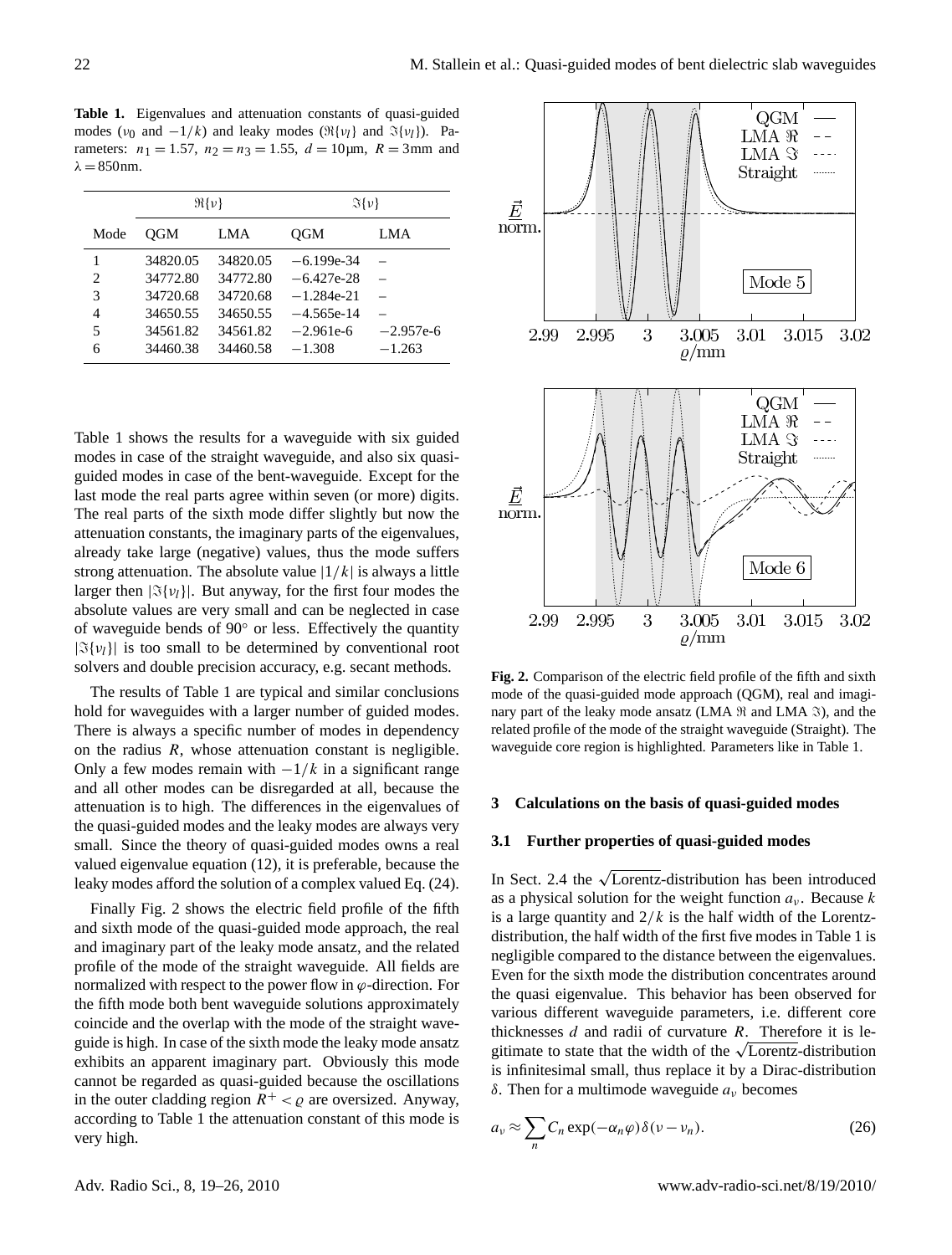**Table 1.** Eigenvalues and attenuation constants of quasi-guided modes ($\nu_0$ and $-1/k$) and leaky modes ($\Re\{\nu_l\}$ and $\Im\{\nu_l\}$). Parameters: $n_1 = 1.57$, $n_2 = n_3 = 1.55$, $d = 10\mu$m, $R = 3$mm and $\lambda = 850$nm.

| | $\Re\{\nu\}$ | | $\Im\{\nu\}$ | |
|---|---|---|---|---|
| Mode | QGM | LMA | QGM | LMA |
| 1 | 34820.05 | 34820.05 | $-6.199$e-34 | – |
| 2 | 34772.80 | 34772.80 | $-6.427$e-28 | – |
| 3 | 34720.68 | 34720.68 | $-1.284$e-21 | – |
| 4 | 34650.55 | 34650.55 | $-4.565$e-14 | – |
| 5 | 34561.82 | 34561.82 | $-2.961$e-6 | $-2.957$e-6 |
| 6 | 34460.38 | 34460.58 | $-1.308$ | $-1.263$ |

Table 1 shows the results for a waveguide with six guided modes in case of the straight waveguide, and also six quasi-guided modes in case of the bent-waveguide. Except for the last mode the real parts agree within seven (or more) digits. The real parts of the sixth mode differ slightly but now the attenuation constants, the imaginary parts of the eigenvalues, already take large (negative) values, thus the mode suffers strong attenuation. The absolute value $|1/k|$ is always a little larger then $|\Im\{\nu_l\}|$. But anyway, for the first four modes the absolute values are very small and can be neglected in case of waveguide bends of 90° or less. Effectively the quantity $|\Im\{\nu_l\}|$ is too small to be determined by conventional root solvers and double precision accuracy, e.g. secant methods.

The results of Table 1 are typical and similar conclusions hold for waveguides with a larger number of guided modes. There is always a specific number of modes in dependency on the radius $R$, whose attenuation constant is negligible. Only a few modes remain with $-1/k$ in a significant range and all other modes can be disregarded at all, because the attenuation is to high. The differences in the eigenvalues of the quasi-guided modes and the leaky modes are always very small. Since the theory of quasi-guided modes owns a real valued eigenvalue equation (12), it is preferable, because the leaky modes afford the solution of a complex valued Eq. (24).

Finally Fig. 2 shows the electric field profile of the fifth and sixth mode of the quasi-guided mode approach, the real and imaginary part of the leaky mode ansatz, and the related profile of the mode of the straight waveguide. All fields are normalized with respect to the power flow in $\varphi$-direction. For the fifth mode both bent waveguide solutions approximately coincide and the overlap with the mode of the straight waveguide is high. In case of the sixth mode the leaky mode ansatz exhibits an apparent imaginary part. Obviously this mode cannot be regarded as quasi-guided because the oscillations in the outer cladding region $R^+ < \varrho$ are oversized. Anyway, according to Table 1 the attenuation constant of this mode is very high.

**Fig. 2.** Comparison of the electric field profile of the fifth and sixth mode of the quasi-guided mode approach (QGM), real and imaginary part of the leaky mode ansatz (LMA $\Re$ and LMA $\Im$), and the related profile of the mode of the straight waveguide (Straight). The waveguide core region is highlighted. Parameters like in Table 1.

## 3 Calculations on the basis of quasi-guided modes

### 3.1 Further properties of quasi-guided modes

In Sect. 2.4 the $\sqrt{\text{Lorentz}}$-distribution has been introduced as a physical solution for the weight function $a_\nu$. Because $k$ is a large quantity and $2/k$ is the half width of the Lorentz-distribution, the half width of the first five modes in Table 1 is negligible compared to the distance between the eigenvalues. Even for the sixth mode the distribution concentrates around the quasi eigenvalue. This behavior has been observed for various different waveguide parameters, i.e. different core thicknesses $d$ and radii of curvature $R$. Therefore it is legitimate to state that the width of the $\sqrt{\text{Lorentz}}$-distribution is infinitesimal small, thus replace it by a Dirac-distribution $\delta$. Then for a multimode waveguide $a_\nu$ becomes

$$a_\nu \approx \sum_n C_n \exp(-\alpha_n \varphi)\,\delta(\nu - \nu_n). \tag{26}$$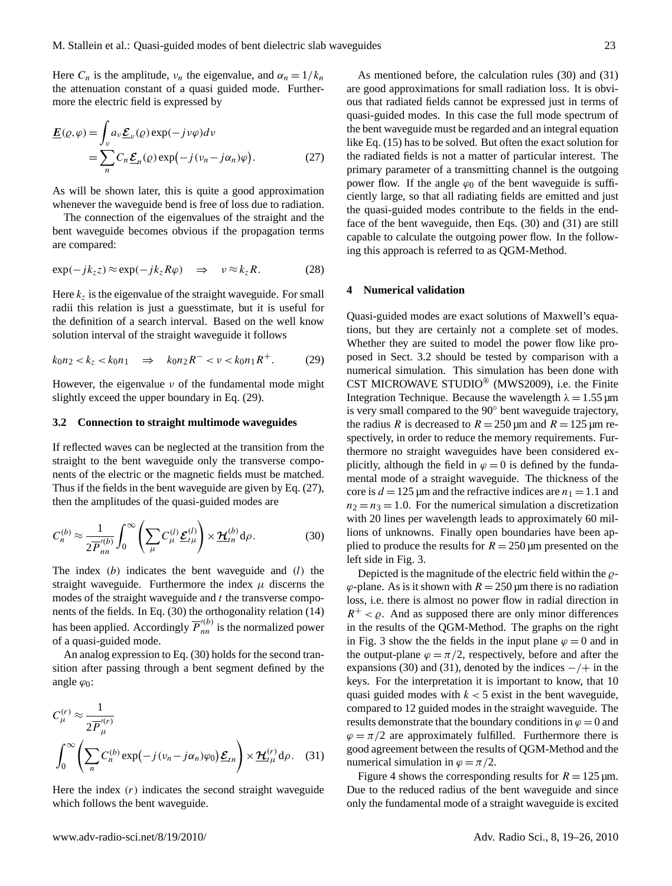Here $C_n$ is the amplitude, $\nu_n$ the eigenvalue, and $\alpha_n = 1/k_n$ the attenuation constant of a quasi guided mode. Furthermore the electric field is expressed by

$$\underline{\boldsymbol{E}}(\varrho,\varphi) = \int_{\nu} a_\nu \underline{\boldsymbol{\mathcal{E}}}_\nu(\varrho)\exp(-j\nu\varphi)d\nu = \sum_n C_n \underline{\boldsymbol{\mathcal{E}}}_n(\varrho)\exp\big(-j(\nu_n - j\alpha_n)\varphi\big). \quad (27)$$

As will be shown later, this is quite a good approximation whenever the waveguide bend is free of loss due to radiation.

The connection of the eigenvalues of the straight and the bent waveguide becomes obvious if the propagation terms are compared:

$$\exp(-jk_z z) \approx \exp(-jk_z R\varphi) \quad \Rightarrow \quad \nu \approx k_z R. \quad (28)$$

Here $k_z$ is the eigenvalue of the straight waveguide. For small radii this relation is just a guesstimate, but it is useful for the definition of a search interval. Based on the well know solution interval of the straight waveguide it follows

$$k_0 n_2 < k_z < k_0 n_1 \quad \Rightarrow \quad k_0 n_2 R^- < \nu < k_0 n_1 R^+. \quad (29)$$

However, the eigenvalue $\nu$ of the fundamental mode might slightly exceed the upper boundary in Eq. (29).

### 3.2 Connection to straight multimode waveguides

If reflected waves can be neglected at the transition from the straight to the bent waveguide only the transverse components of the electric or the magnetic fields must be matched. Thus if the fields in the bent waveguide are given by Eq. (27), then the amplitudes of the quasi-guided modes are

$$C_n^{(b)} \approx \frac{1}{2\overline{P}'^{(b)}_{nn}} \int_0^\infty \left( \sum_\mu C_\mu^{(l)} \underline{\boldsymbol{\mathcal{E}}}_{t\mu}^{(l)} \right) \times \underline{\boldsymbol{\mathcal{H}}}_{tn}^{(b)} \,\mathrm{d}\rho. \quad (30)$$

The index $(b)$ indicates the bent waveguide and $(l)$ the straight waveguide. Furthermore the index $\mu$ discerns the modes of the straight waveguide and $t$ the transverse components of the fields. In Eq. (30) the orthogonality relation (14) has been applied. Accordingly $\overline{P}'^{(b)}_{nn}$ is the normalized power of a quasi-guided mode.

An analog expression to Eq. (30) holds for the second transition after passing through a bent segment defined by the angle $\varphi_0$:

$$C_\mu^{(r)} \approx \frac{1}{2\overline{P}'^{(r)}_{\mu}} \int_0^\infty \left( \sum_n C_n^{(b)} \exp\big(-j(\nu_n - j\alpha_n)\varphi_0\big) \underline{\boldsymbol{\mathcal{E}}}_{tn} \right) \times \underline{\boldsymbol{\mathcal{H}}}_{t\mu}^{(r)} \,\mathrm{d}\rho. \quad (31)$$

Here the index $(r)$ indicates the second straight waveguide which follows the bent waveguide.

As mentioned before, the calculation rules (30) and (31) are good approximations for small radiation loss. It is obvious that radiated fields cannot be expressed just in terms of quasi-guided modes. In this case the full mode spectrum of the bent waveguide must be regarded and an integral equation like Eq. (15) has to be solved. But often the exact solution for the radiated fields is not a matter of particular interest. The primary parameter of a transmitting channel is the outgoing power flow. If the angle $\varphi_0$ of the bent waveguide is sufficiently large, so that all radiating fields are emitted and just the quasi-guided modes contribute to the fields in the endface of the bent waveguide, then Eqs. (30) and (31) are still capable to calculate the outgoing power flow. In the following this approach is referred to as QGM-Method.

## 4 Numerical validation

Quasi-guided modes are exact solutions of Maxwell's equations, but they are certainly not a complete set of modes. Whether they are suited to model the power flow like proposed in Sect. 3.2 should be tested by comparison with a numerical simulation. This simulation has been done with CST MICROWAVE STUDIO® (MWS2009), i.e. the Finite Integration Technique. Because the wavelength $\lambda = 1.55\,\mu\text{m}$ is very small compared to the 90° bent waveguide trajectory, the radius $R$ is decreased to $R = 250\,\mu\text{m}$ and $R = 125\,\mu\text{m}$ respectively, in order to reduce the memory requirements. Furthermore no straight waveguides have been considered explicitly, although the field in $\varphi = 0$ is defined by the fundamental mode of a straight waveguide. The thickness of the core is $d = 125\,\mu\text{m}$ and the refractive indices are $n_1 = 1.1$ and $n_2 = n_3 = 1.0$. For the numerical simulation a discretization with 20 lines per wavelength leads to approximately 60 millions of unknowns. Finally open boundaries have been applied to produce the results for $R = 250\,\mu\text{m}$ presented on the left side in Fig. 3.

Depicted is the magnitude of the electric field within the $\varrho$-$\varphi$-plane. As is it shown with $R = 250\,\mu\text{m}$ there is no radiation loss, i.e. there is almost no power flow in radial direction in $R^+ < \varrho$. And as supposed there are only minor differences in the results of the QGM-Method. The graphs on the right in Fig. 3 show the the fields in the input plane $\varphi = 0$ and in the output-plane $\varphi = \pi/2$, respectively, before and after the expansions (30) and (31), denoted by the indices $-/+$ in the keys. For the interpretation it is important to know, that 10 quasi guided modes with $k < 5$ exist in the bent waveguide, compared to 12 guided modes in the straight waveguide. The results demonstrate that the boundary conditions in $\varphi = 0$ and $\varphi = \pi/2$ are approximately fulfilled. Furthermore there is good agreement between the results of QGM-Method and the numerical simulation in $\varphi = \pi/2$.

Figure 4 shows the corresponding results for $R = 125\,\mu\text{m}$. Due to the reduced radius of the bent waveguide and since only the fundamental mode of a straight waveguide is excited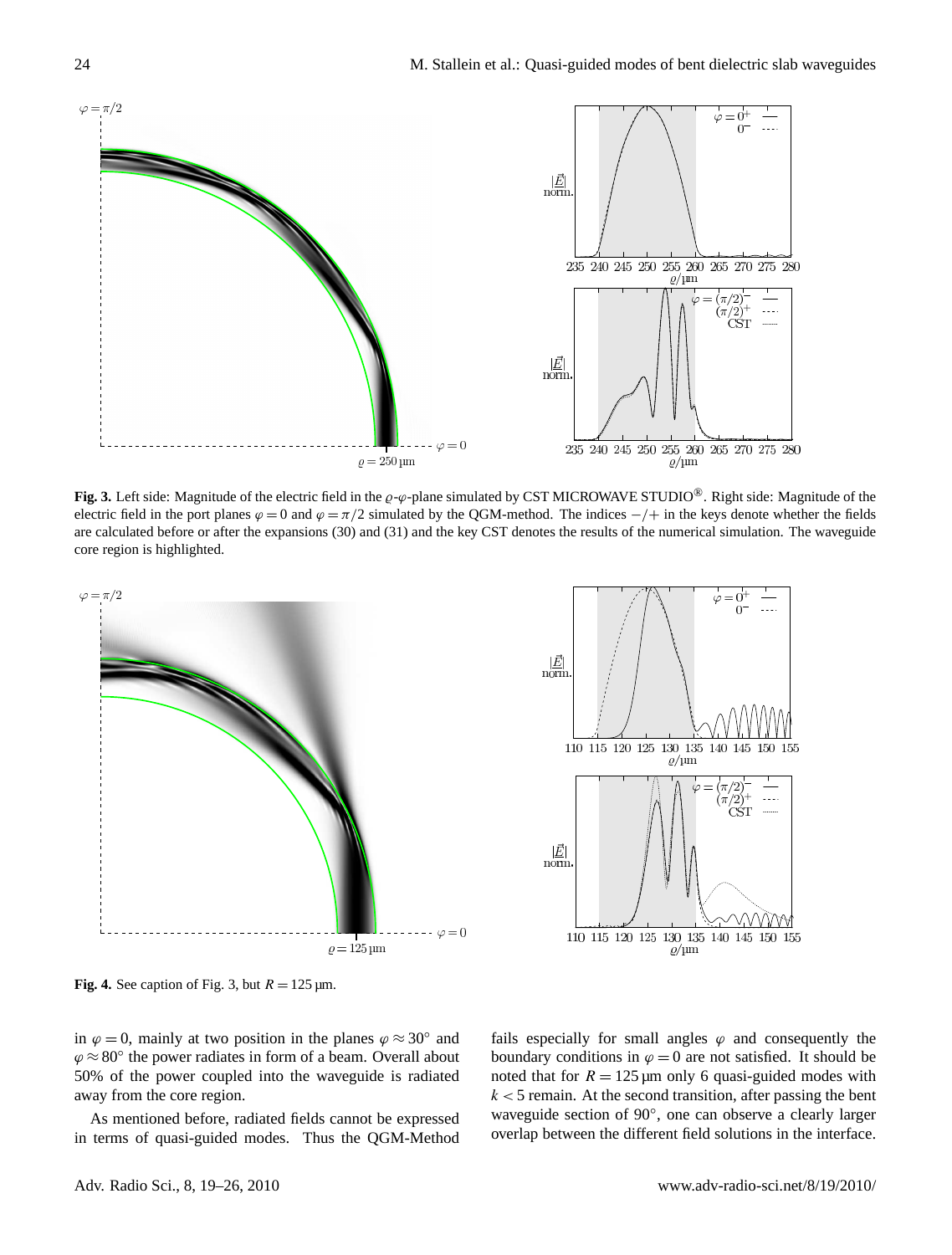**Fig. 3.** Left side: Magnitude of the electric field in the $\varrho$-$\varphi$-plane simulated by CST MICROWAVE STUDIO®. Right side: Magnitude of the electric field in the port planes $\varphi = 0$ and $\varphi = \pi/2$ simulated by the QGM-method. The indices $-/+$ in the keys denote whether the fields are calculated before or after the expansions (30) and (31) and the key CST denotes the results of the numerical simulation. The waveguide core region is highlighted.

**Fig. 4.** See caption of Fig. 3, but $R = 125\,\mu$m.

in $\varphi = 0$, mainly at two position in the planes $\varphi \approx 30^\circ$ and $\varphi \approx 80^\circ$ the power radiates in form of a beam. Overall about 50% of the power coupled into the waveguide is radiated away from the core region.

As mentioned before, radiated fields cannot be expressed in terms of quasi-guided modes. Thus the QGM-Method fails especially for small angles $\varphi$ and consequently the boundary conditions in $\varphi = 0$ are not satisfied. It should be noted that for $R = 125\,\mu$m only 6 quasi-guided modes with $k < 5$ remain. At the second transition, after passing the bent waveguide section of $90^\circ$, one can observe a clearly larger overlap between the different field solutions in the interface.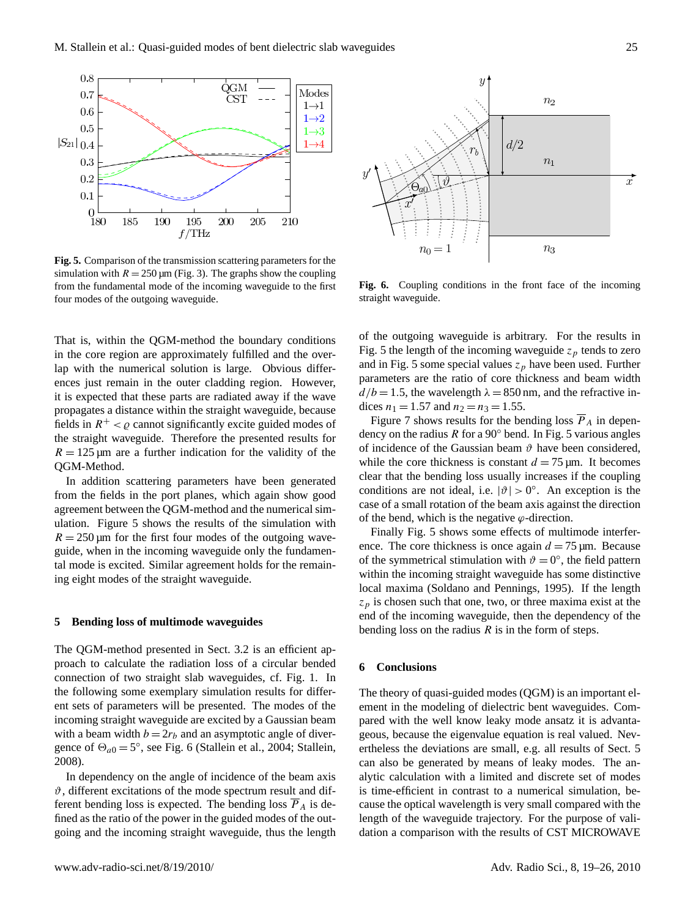Fig. 5. Comparison of the transmission scattering parameters for the simulation with $R = 250\,\mu m$ (Fig. 3). The graphs show the coupling from the fundamental mode of the incoming waveguide to the first four modes of the outgoing waveguide.

Fig. 6. Coupling conditions in the front face of the incoming straight waveguide.

That is, within the QGM-method the boundary conditions in the core region are approximately fulfilled and the overlap with the numerical solution is large. Obvious differences just remain in the outer cladding region. However, it is expected that these parts are radiated away if the wave propagates a distance within the straight waveguide, because fields in $R^+ < \varrho$ cannot significantly excite guided modes of the straight waveguide. Therefore the presented results for $R = 125\,\mu m$ are a further indication for the validity of the QGM-Method.

In addition scattering parameters have been generated from the fields in the port planes, which again show good agreement between the QGM-method and the numerical simulation. Figure 5 shows the results of the simulation with $R = 250\,\mu m$ for the first four modes of the outgoing waveguide, when in the incoming waveguide only the fundamental mode is excited. Similar agreement holds for the remaining eight modes of the straight waveguide.

## 5 Bending loss of multimode waveguides

The QGM-method presented in Sect. 3.2 is an efficient approach to calculate the radiation loss of a circular bended connection of two straight slab waveguides, cf. Fig. 1. In the following some exemplary simulation results for different sets of parameters will be presented. The modes of the incoming straight waveguide are excited by a Gaussian beam with a beam width $b = 2r_b$ and an asymptotic angle of divergence of $\Theta_{a0} = 5°$, see Fig. 6 (Stallein et al., 2004; Stallein, 2008).

In dependency on the angle of incidence of the beam axis $\vartheta$, different excitations of the mode spectrum result and different bending loss is expected. The bending loss $\overline{P}_A$ is defined as the ratio of the power in the guided modes of the outgoing and the incoming straight waveguide, thus the length of the outgoing waveguide is arbitrary. For the results in Fig. 5 the length of the incoming waveguide $z_p$ tends to zero and in Fig. 5 some special values $z_p$ have been used. Further parameters are the ratio of core thickness and beam width $d/b = 1.5$, the wavelength $\lambda = 850\,nm$, and the refractive indices $n_1 = 1.57$ and $n_2 = n_3 = 1.55$.

Figure 7 shows results for the bending loss $\overline{P}_A$ in dependency on the radius $R$ for a 90° bend. In Fig. 5 various angles of incidence of the Gaussian beam $\vartheta$ have been considered, while the core thickness is constant $d = 75\,\mu m$. It becomes clear that the bending loss usually increases if the coupling conditions are not ideal, i.e. $|\vartheta| > 0°$. An exception is the case of a small rotation of the beam axis against the direction of the bend, which is the negative $\varphi$-direction.

Finally Fig. 5 shows some effects of multimode interference. The core thickness is once again $d = 75\,\mu m$. Because of the symmetrical stimulation with $\vartheta = 0°$, the field pattern within the incoming straight waveguide has some distinctive local maxima (Soldano and Pennings, 1995). If the length $z_p$ is chosen such that one, two, or three maxima exist at the end of the incoming waveguide, then the dependency of the bending loss on the radius $R$ is in the form of steps.

## 6 Conclusions

The theory of quasi-guided modes (QGM) is an important element in the modeling of dielectric bent slab waveguides. Compared with the well know leaky mode ansatz it is advantageous, because the eigenvalue equation is real valued. Nevertheless the deviations are small, e.g. all results of Sect. 5 can also be generated by means of leaky modes. The analytic calculation with a limited and discrete set of modes is time-efficient in contrast to a numerical simulation, because the optical wavelength is very small compared with the length of the waveguide trajectory. For the purpose of validation a comparison with the results of CST MICROWAVE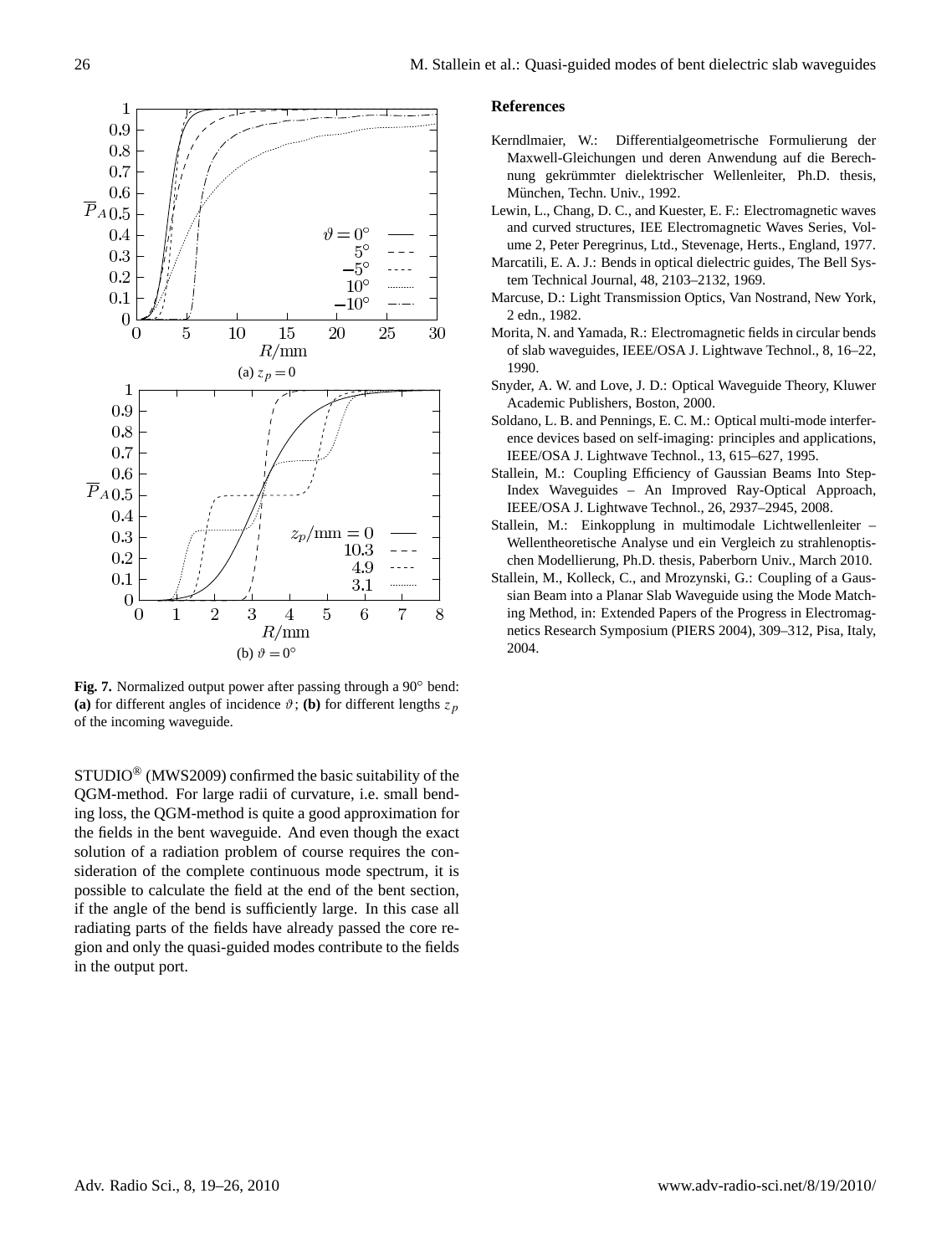1
0.9
0.8
0.7
0.6
$\overline{P}_A$ 0.5
0.4
0.3
0.2
0.1
0
0 5 10 15 20 25 30
$R$/mm
$\vartheta = 0°$
5°
−5°
10°
−10°

(a) $z_p = 0$

1
0.9
0.8
0.7
0.6
$\overline{P}_A$ 0.5
0.4
0.3
0.2
0.1
0
0 1 2 3 4 5 6 7 8
$R$/mm
$z_p$/mm = 0
10.3
4.9
3.1

(b) $\vartheta = 0°$

**Fig. 7.** Normalized output power after passing through a 90° bend: **(a)** for different angles of incidence $\vartheta$; **(b)** for different lengths $z_p$ of the incoming waveguide.

STUDIO® (MWS2009) confirmed the basic suitability of the QGM-method. For large radii of curvature, i.e. small bending loss, the QGM-method is quite a good approximation for the fields in the bent waveguide. And even though the exact solution of a radiation problem of course requires the consideration of the complete continuous mode spectrum, it is possible to calculate the field at the end of the bent section, if the angle of the bend is sufficiently large. In this case all radiating parts of the fields have already passed the core region and only the quasi-guided modes contribute to the fields in the output port.

## References

Kerndlmaier, W.: Differentialgeometrische Formulierung der Maxwell-Gleichungen und deren Anwendung auf die Berechnung gekrümmter dielektrischer Wellenleiter, Ph.D. thesis, München, Techn. Univ., 1992.

Lewin, L., Chang, D. C., and Kuester, E. F.: Electromagnetic waves and curved structures, IEE Electromagnetic Waves Series, Volume 2, Peter Peregrinus, Ltd., Stevenage, Herts., England, 1977.

Marcatili, E. A. J.: Bends in optical dielectric guides, The Bell System Technical Journal, 48, 2103–2132, 1969.

Marcuse, D.: Light Transmission Optics, Van Nostrand, New York, 2 edn., 1982.

Morita, N. and Yamada, R.: Electromagnetic fields in circular bends of slab waveguides, IEEE/OSA J. Lightwave Technol., 8, 16–22, 1990.

Snyder, A. W. and Love, J. D.: Optical Waveguide Theory, Kluwer Academic Publishers, Boston, 2000.

Soldano, L. B. and Pennings, E. C. M.: Optical multi-mode interference devices based on self-imaging: principles and applications, IEEE/OSA J. Lightwave Technol., 13, 615–627, 1995.

Stallein, M.: Coupling Efficiency of Gaussian Beams Into Step-Index Waveguides – An Improved Ray-Optical Approach, IEEE/OSA J. Lightwave Technol., 26, 2937–2945, 2008.

Stallein, M.: Einkopplung in multimodale Lichtwellenleiter – Wellentheoretische Analyse und ein Vergleich zu strahlenoptischen Modellierung, Ph.D. thesis, Paberborn Univ., March 2010.

Stallein, M., Kolleck, C., and Mrozynski, G.: Coupling of a Gaussian Beam into a Planar Slab Waveguide using the Mode Matching Method, in: Extended Papers of the Progress in Electromagnetics Research Symposium (PIERS 2004), 309–312, Pisa, Italy, 2004.